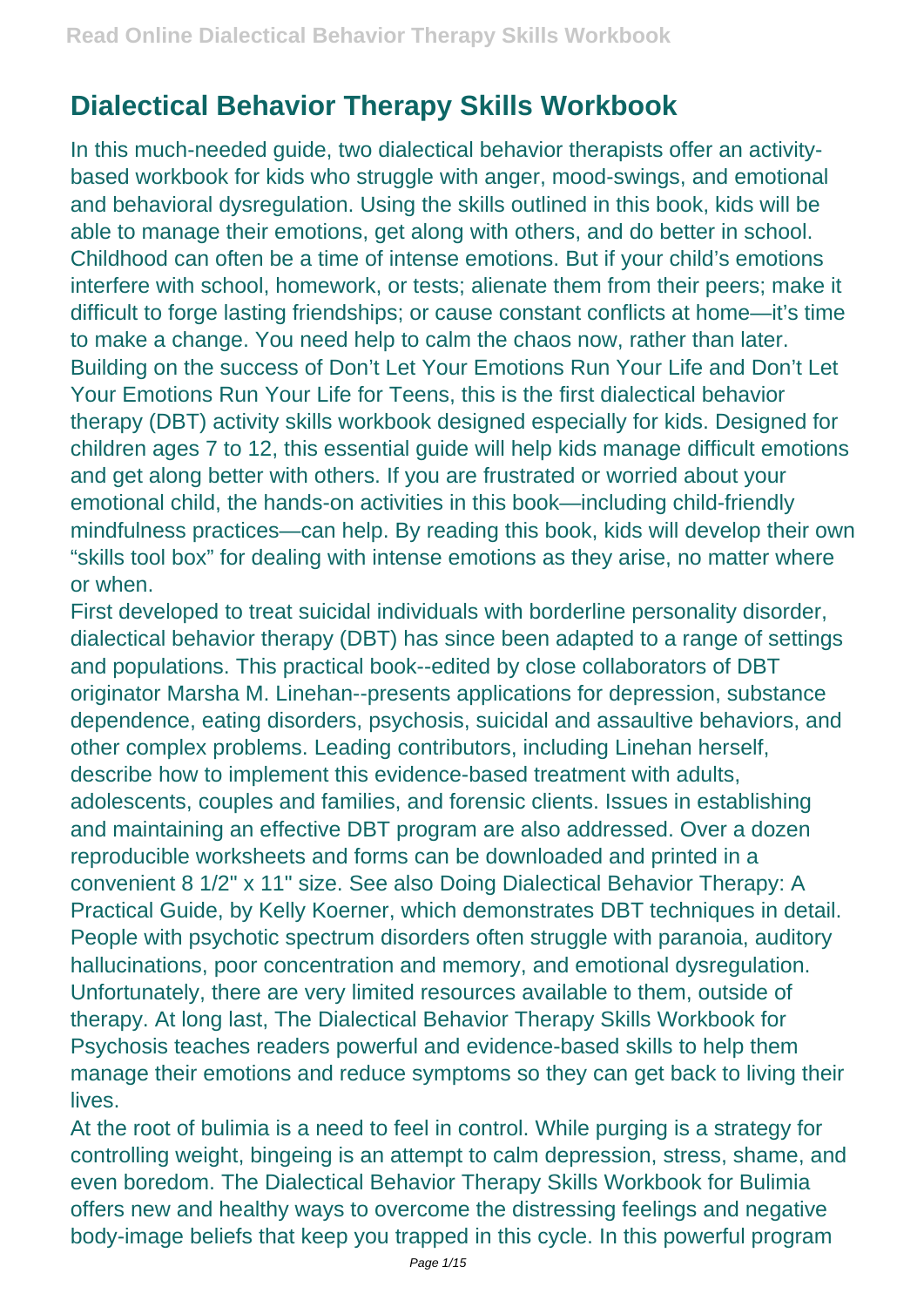# Dialectical Behavior Therapy Skills Workbook

In this much-needed guide, two dialectical behavior therapists offer an activity-based workbook for kids who struggle with anger, mood-swings, and emotional and behavioral dysregulation. Using the skills outlined in this book, kids will be able to manage their emotions, get along with others, and do better in school. Childhood can often be a time of intense emotions. But if your child's emotions interfere with school, homework, or tests; alienate them from their peers; make it difficult to forge lasting friendships; or cause constant conflicts at home—it's time to make a change. You need help to calm the chaos now, rather than later. Building on the success of Don't Let Your Emotions Run Your Life and Don't Let Your Emotions Run Your Life for Teens, this is the first dialectical behavior therapy (DBT) activity skills workbook designed especially for kids. Designed for children ages 7 to 12, this essential guide will help kids manage difficult emotions and get along better with others. If you are frustrated or worried about your emotional child, the hands-on activities in this book—including child-friendly mindfulness practices—can help. By reading this book, kids will develop their own "skills tool box" for dealing with intense emotions as they arise, no matter where or when.

First developed to treat suicidal individuals with borderline personality disorder, dialectical behavior therapy (DBT) has since been adapted to a range of settings and populations. This practical book--edited by close collaborators of DBT originator Marsha M. Linehan--presents applications for depression, substance dependence, eating disorders, psychosis, suicidal and assaultive behaviors, and other complex problems. Leading contributors, including Linehan herself, describe how to implement this evidence-based treatment with adults, adolescents, couples and families, and forensic clients. Issues in establishing and maintaining an effective DBT program are also addressed. Over a dozen reproducible worksheets and forms can be downloaded and printed in a convenient 8 1/2" x 11" size. See also Doing Dialectical Behavior Therapy: A Practical Guide, by Kelly Koerner, which demonstrates DBT techniques in detail. People with psychotic spectrum disorders often struggle with paranoia, auditory hallucinations, poor concentration and memory, and emotional dysregulation. Unfortunately, there are very limited resources available to them, outside of therapy. At long last, The Dialectical Behavior Therapy Skills Workbook for Psychosis teaches readers powerful and evidence-based skills to help them manage their emotions and reduce symptoms so they can get back to living their lives.

At the root of bulimia is a need to feel in control. While purging is a strategy for controlling weight, bingeing is an attempt to calm depression, stress, shame, and even boredom. The Dialectical Behavior Therapy Skills Workbook for Bulimia offers new and healthy ways to overcome the distressing feelings and negative body-image beliefs that keep you trapped in this cycle. In this powerful program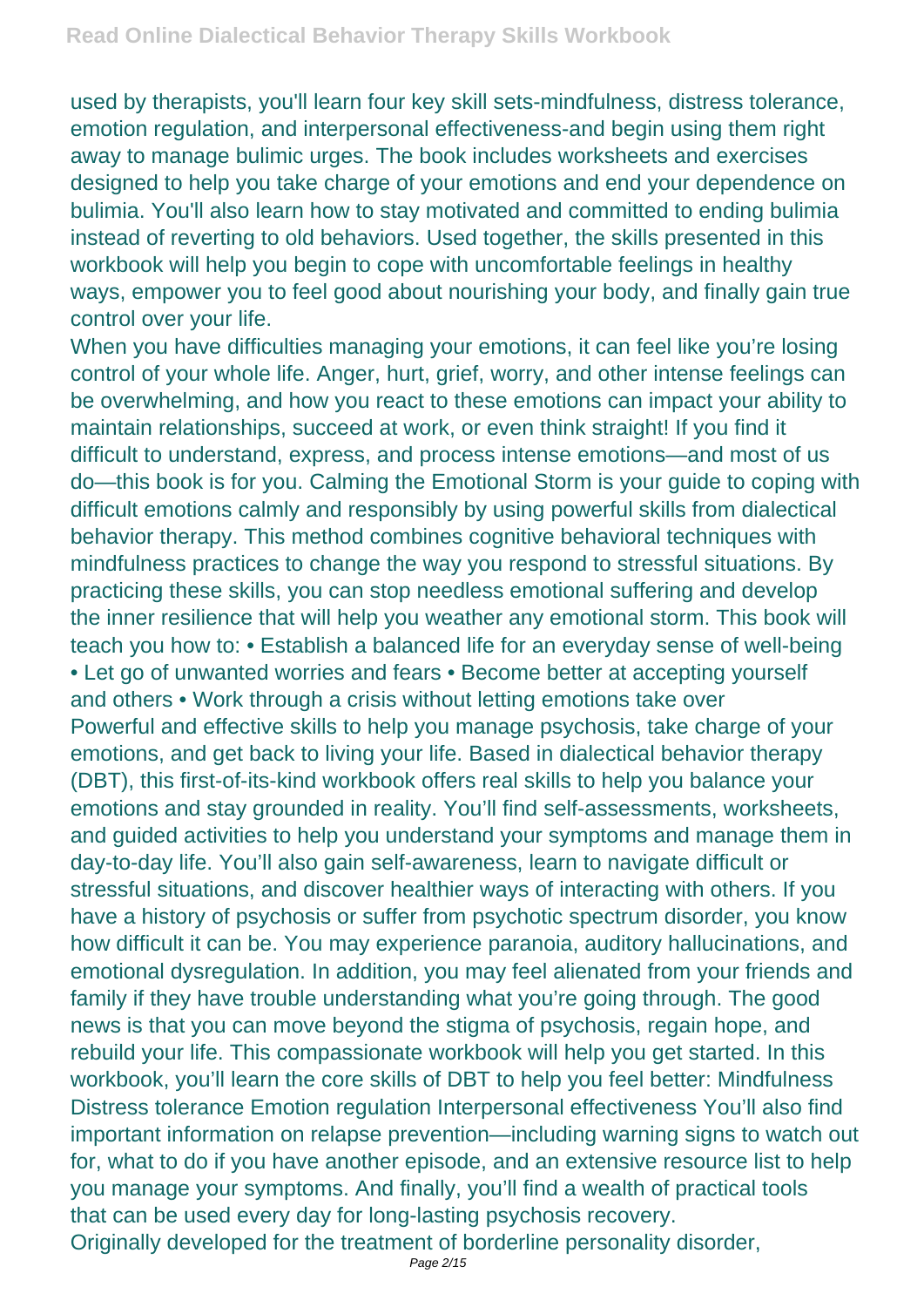used by therapists, you'll learn four key skill sets-mindfulness, distress tolerance, emotion regulation, and interpersonal effectiveness-and begin using them right away to manage bulimic urges. The book includes worksheets and exercises designed to help you take charge of your emotions and end your dependence on bulimia. You'll also learn how to stay motivated and committed to ending bulimia instead of reverting to old behaviors. Used together, the skills presented in this workbook will help you begin to cope with uncomfortable feelings in healthy ways, empower you to feel good about nourishing your body, and finally gain true control over your life.

When you have difficulties managing your emotions, it can feel like you're losing control of your whole life. Anger, hurt, grief, worry, and other intense feelings can be overwhelming, and how you react to these emotions can impact your ability to maintain relationships, succeed at work, or even think straight! If you find it difficult to understand, express, and process intense emotions—and most of us do—this book is for you. Calming the Emotional Storm is your guide to coping with difficult emotions calmly and responsibly by using powerful skills from dialectical behavior therapy. This method combines cognitive behavioral techniques with mindfulness practices to change the way you respond to stressful situations. By practicing these skills, you can stop needless emotional suffering and develop the inner resilience that will help you weather any emotional storm. This book will teach you how to: • Establish a balanced life for an everyday sense of well-being • Let go of unwanted worries and fears • Become better at accepting yourself and others • Work through a crisis without letting emotions take over

Powerful and effective skills to help you manage psychosis, take charge of your emotions, and get back to living your life. Based in dialectical behavior therapy (DBT), this first-of-its-kind workbook offers real skills to help you balance your emotions and stay grounded in reality. You'll find self-assessments, worksheets, and guided activities to help you understand your symptoms and manage them in day-to-day life. You'll also gain self-awareness, learn to navigate difficult or stressful situations, and discover healthier ways of interacting with others. If you have a history of psychosis or suffer from psychotic spectrum disorder, you know how difficult it can be. You may experience paranoia, auditory hallucinations, and emotional dysregulation. In addition, you may feel alienated from your friends and family if they have trouble understanding what you're going through. The good news is that you can move beyond the stigma of psychosis, regain hope, and rebuild your life. This compassionate workbook will help you get started. In this workbook, you'll learn the core skills of DBT to help you feel better: Mindfulness Distress tolerance Emotion regulation Interpersonal effectiveness You'll also find important information on relapse prevention—including warning signs to watch out for, what to do if you have another episode, and an extensive resource list to help you manage your symptoms. And finally, you'll find a wealth of practical tools that can be used every day for long-lasting psychosis recovery.

Originally developed for the treatment of borderline personality disorder,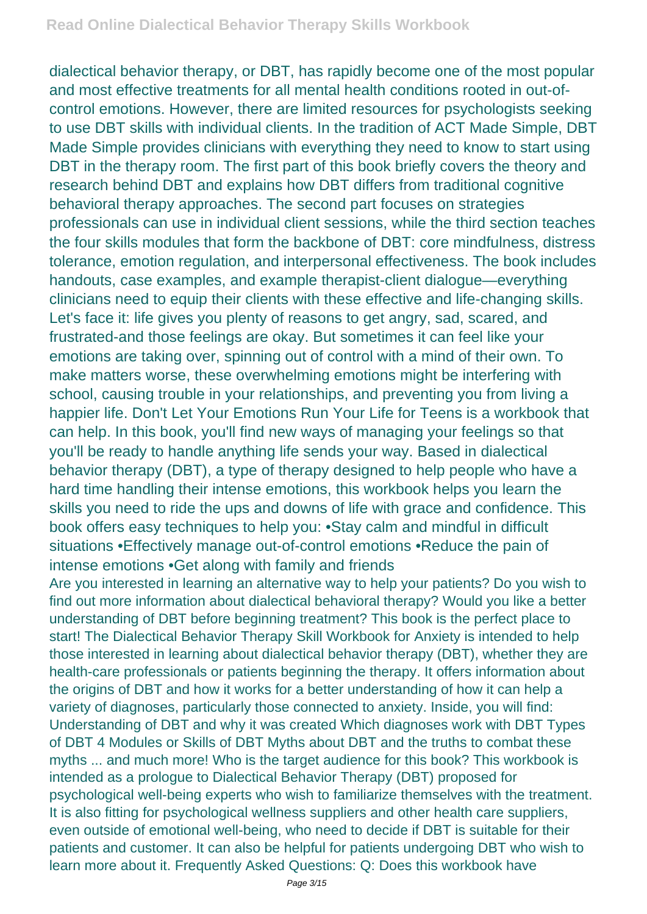dialectical behavior therapy, or DBT, has rapidly become one of the most popular and most effective treatments for all mental health conditions rooted in out-of-control emotions. However, there are limited resources for psychologists seeking to use DBT skills with individual clients. In the tradition of ACT Made Simple, DBT Made Simple provides clinicians with everything they need to know to start using DBT in the therapy room. The first part of this book briefly covers the theory and research behind DBT and explains how DBT differs from traditional cognitive behavioral therapy approaches. The second part focuses on strategies professionals can use in individual client sessions, while the third section teaches the four skills modules that form the backbone of DBT: core mindfulness, distress tolerance, emotion regulation, and interpersonal effectiveness. The book includes handouts, case examples, and example therapist-client dialogue—everything clinicians need to equip their clients with these effective and life-changing skills. Let's face it: life gives you plenty of reasons to get angry, sad, scared, and frustrated-and those feelings are okay. But sometimes it can feel like your emotions are taking over, spinning out of control with a mind of their own. To make matters worse, these overwhelming emotions might be interfering with school, causing trouble in your relationships, and preventing you from living a happier life. Don't Let Your Emotions Run Your Life for Teens is a workbook that can help. In this book, you'll find new ways of managing your feelings so that you'll be ready to handle anything life sends your way. Based in dialectical behavior therapy (DBT), a type of therapy designed to help people who have a hard time handling their intense emotions, this workbook helps you learn the skills you need to ride the ups and downs of life with grace and confidence. This book offers easy techniques to help you: •Stay calm and mindful in difficult situations •Effectively manage out-of-control emotions •Reduce the pain of intense emotions •Get along with family and friends

Are you interested in learning an alternative way to help your patients? Do you wish to find out more information about dialectical behavioral therapy? Would you like a better understanding of DBT before beginning treatment? This book is the perfect place to start! The Dialectical Behavior Therapy Skill Workbook for Anxiety is intended to help those interested in learning about dialectical behavior therapy (DBT), whether they are health-care professionals or patients beginning the therapy. It offers information about the origins of DBT and how it works for a better understanding of how it can help a variety of diagnoses, particularly those connected to anxiety. Inside, you will find: Understanding of DBT and why it was created Which diagnoses work with DBT Types of DBT 4 Modules or Skills of DBT Myths about DBT and the truths to combat these myths ... and much more! Who is the target audience for this book? This workbook is intended as a prologue to Dialectical Behavior Therapy (DBT) proposed for psychological well-being experts who wish to familiarize themselves with the treatment. It is also fitting for psychological wellness suppliers and other health care suppliers, even outside of emotional well-being, who need to decide if DBT is suitable for their patients and customer. It can also be helpful for patients undergoing DBT who wish to learn more about it. Frequently Asked Questions: Q: Does this workbook have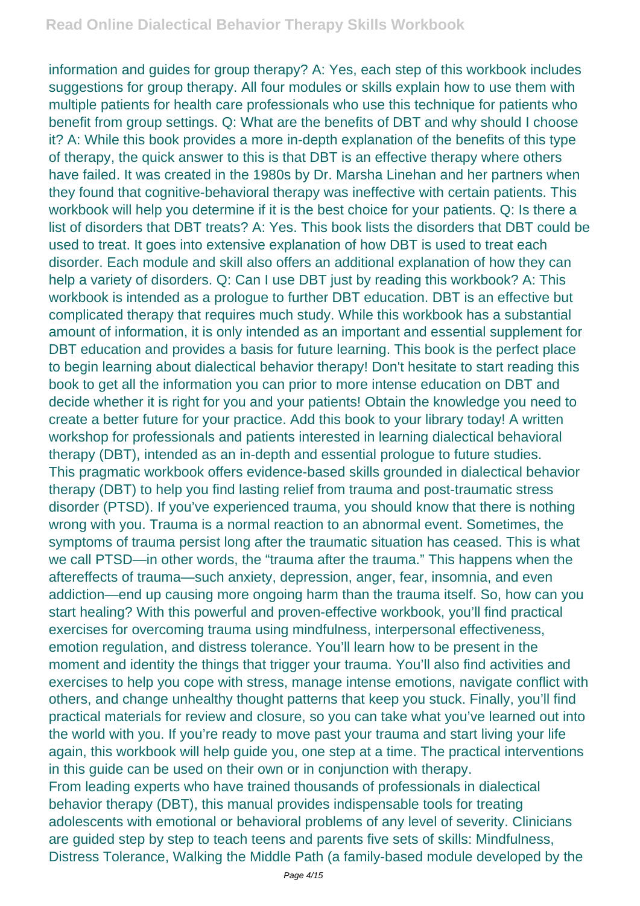information and guides for group therapy? A: Yes, each step of this workbook includes suggestions for group therapy. All four modules or skills explain how to use them with multiple patients for health care professionals who use this technique for patients who benefit from group settings. Q: What are the benefits of DBT and why should I choose it? A: While this book provides a more in-depth explanation of the benefits of this type of therapy, the quick answer to this is that DBT is an effective therapy where others have failed. It was created in the 1980s by Dr. Marsha Linehan and her partners when they found that cognitive-behavioral therapy was ineffective with certain patients. This workbook will help you determine if it is the best choice for your patients. Q: Is there a list of disorders that DBT treats? A: Yes. This book lists the disorders that DBT could be used to treat. It goes into extensive explanation of how DBT is used to treat each disorder. Each module and skill also offers an additional explanation of how they can help a variety of disorders. Q: Can I use DBT just by reading this workbook? A: This workbook is intended as a prologue to further DBT education. DBT is an effective but complicated therapy that requires much study. While this workbook has a substantial amount of information, it is only intended as an important and essential supplement for DBT education and provides a basis for future learning. This book is the perfect place to begin learning about dialectical behavior therapy! Don't hesitate to start reading this book to get all the information you can prior to more intense education on DBT and decide whether it is right for you and your patients! Obtain the knowledge you need to create a better future for your practice. Add this book to your library today! A written workshop for professionals and patients interested in learning dialectical behavioral therapy (DBT), intended as an in-depth and essential prologue to future studies.

This pragmatic workbook offers evidence-based skills grounded in dialectical behavior therapy (DBT) to help you find lasting relief from trauma and post-traumatic stress disorder (PTSD). If you've experienced trauma, you should know that there is nothing wrong with you. Trauma is a normal reaction to an abnormal event. Sometimes, the symptoms of trauma persist long after the traumatic situation has ceased. This is what we call PTSD—in other words, the "trauma after the trauma." This happens when the aftereffects of trauma—such anxiety, depression, anger, fear, insomnia, and even addiction—end up causing more ongoing harm than the trauma itself. So, how can you start healing? With this powerful and proven-effective workbook, you'll find practical exercises for overcoming trauma using mindfulness, interpersonal effectiveness, emotion regulation, and distress tolerance. You'll learn how to be present in the moment and identity the things that trigger your trauma. You'll also find activities and exercises to help you cope with stress, manage intense emotions, navigate conflict with others, and change unhealthy thought patterns that keep you stuck. Finally, you'll find practical materials for review and closure, so you can take what you've learned out into the world with you. If you're ready to move past your trauma and start living your life again, this workbook will help guide you, one step at a time. The practical interventions in this guide can be used on their own or in conjunction with therapy.

From leading experts who have trained thousands of professionals in dialectical behavior therapy (DBT), this manual provides indispensable tools for treating adolescents with emotional or behavioral problems of any level of severity. Clinicians are guided step by step to teach teens and parents five sets of skills: Mindfulness, Distress Tolerance, Walking the Middle Path (a family-based module developed by the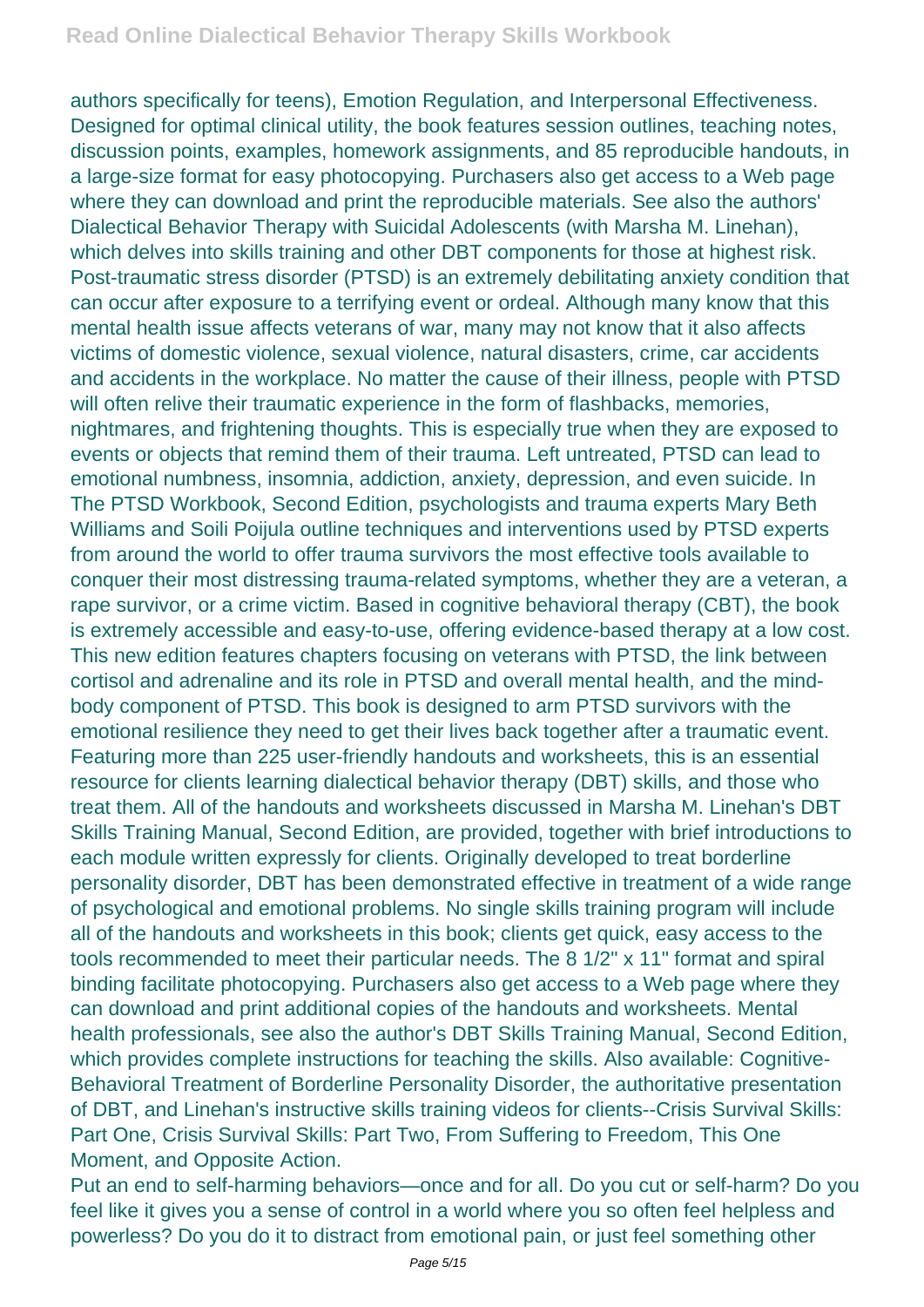authors specifically for teens), Emotion Regulation, and Interpersonal Effectiveness. Designed for optimal clinical utility, the book features session outlines, teaching notes, discussion points, examples, homework assignments, and 85 reproducible handouts, in a large-size format for easy photocopying. Purchasers also get access to a Web page where they can download and print the reproducible materials. See also the authors' Dialectical Behavior Therapy with Suicidal Adolescents (with Marsha M. Linehan), which delves into skills training and other DBT components for those at highest risk. Post-traumatic stress disorder (PTSD) is an extremely debilitating anxiety condition that can occur after exposure to a terrifying event or ordeal. Although many know that this mental health issue affects veterans of war, many may not know that it also affects victims of domestic violence, sexual violence, natural disasters, crime, car accidents and accidents in the workplace. No matter the cause of their illness, people with PTSD will often relive their traumatic experience in the form of flashbacks, memories, nightmares, and frightening thoughts. This is especially true when they are exposed to events or objects that remind them of their trauma. Left untreated, PTSD can lead to emotional numbness, insomnia, addiction, anxiety, depression, and even suicide. In The PTSD Workbook, Second Edition, psychologists and trauma experts Mary Beth Williams and Soili Poijula outline techniques and interventions used by PTSD experts from around the world to offer trauma survivors the most effective tools available to conquer their most distressing trauma-related symptoms, whether they are a veteran, a rape survivor, or a crime victim. Based in cognitive behavioral therapy (CBT), the book is extremely accessible and easy-to-use, offering evidence-based therapy at a low cost. This new edition features chapters focusing on veterans with PTSD, the link between cortisol and adrenaline and its role in PTSD and overall mental health, and the mind-body component of PTSD. This book is designed to arm PTSD survivors with the emotional resilience they need to get their lives back together after a traumatic event. Featuring more than 225 user-friendly handouts and worksheets, this is an essential resource for clients learning dialectical behavior therapy (DBT) skills, and those who treat them. All of the handouts and worksheets discussed in Marsha M. Linehan's DBT Skills Training Manual, Second Edition, are provided, together with brief introductions to each module written expressly for clients. Originally developed to treat borderline personality disorder, DBT has been demonstrated effective in treatment of a wide range of psychological and emotional problems. No single skills training program will include all of the handouts and worksheets in this book; clients get quick, easy access to the tools recommended to meet their particular needs. The 8 1/2" x 11" format and spiral binding facilitate photocopying. Purchasers also get access to a Web page where they can download and print additional copies of the handouts and worksheets. Mental health professionals, see also the author's DBT Skills Training Manual, Second Edition, which provides complete instructions for teaching the skills. Also available: Cognitive-Behavioral Treatment of Borderline Personality Disorder, the authoritative presentation of DBT, and Linehan's instructive skills training videos for clients--Crisis Survival Skills: Part One, Crisis Survival Skills: Part Two, From Suffering to Freedom, This One Moment, and Opposite Action.

Put an end to self-harming behaviors—once and for all. Do you cut or self-harm? Do you feel like it gives you a sense of control in a world where you so often feel helpless and powerless? Do you do it to distract from emotional pain, or just feel something other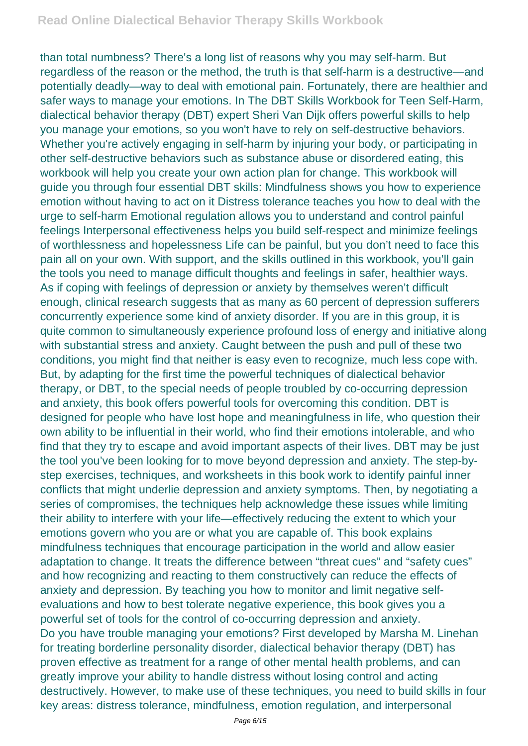than total numbness? There's a long list of reasons why you may self-harm. But regardless of the reason or the method, the truth is that self-harm is a destructive—and potentially deadly—way to deal with emotional pain. Fortunately, there are healthier and safer ways to manage your emotions. In The DBT Skills Workbook for Teen Self-Harm, dialectical behavior therapy (DBT) expert Sheri Van Dijk offers powerful skills to help you manage your emotions, so you won't have to rely on self-destructive behaviors. Whether you're actively engaging in self-harm by injuring your body, or participating in other self-destructive behaviors such as substance abuse or disordered eating, this workbook will help you create your own action plan for change. This workbook will guide you through four essential DBT skills: Mindfulness shows you how to experience emotion without having to act on it Distress tolerance teaches you how to deal with the urge to self-harm Emotional regulation allows you to understand and control painful feelings Interpersonal effectiveness helps you build self-respect and minimize feelings of worthlessness and hopelessness Life can be painful, but you don't need to face this pain all on your own. With support, and the skills outlined in this workbook, you'll gain the tools you need to manage difficult thoughts and feelings in safer, healthier ways.
As if coping with feelings of depression or anxiety by themselves weren't difficult enough, clinical research suggests that as many as 60 percent of depression sufferers concurrently experience some kind of anxiety disorder. If you are in this group, it is quite common to simultaneously experience profound loss of energy and initiative along with substantial stress and anxiety. Caught between the push and pull of these two conditions, you might find that neither is easy even to recognize, much less cope with. But, by adapting for the first time the powerful techniques of dialectical behavior therapy, or DBT, to the special needs of people troubled by co-occurring depression and anxiety, this book offers powerful tools for overcoming this condition. DBT is designed for people who have lost hope and meaningfulness in life, who question their own ability to be influential in their world, who find their emotions intolerable, and who find that they try to escape and avoid important aspects of their lives. DBT may be just the tool you've been looking for to move beyond depression and anxiety. The step-by-step exercises, techniques, and worksheets in this book work to identify painful inner conflicts that might underlie depression and anxiety symptoms. Then, by negotiating a series of compromises, the techniques help acknowledge these issues while limiting their ability to interfere with your life—effectively reducing the extent to which your emotions govern who you are or what you are capable of. This book explains mindfulness techniques that encourage participation in the world and allow easier adaptation to change. It treats the difference between "threat cues" and "safety cues" and how recognizing and reacting to them constructively can reduce the effects of anxiety and depression. By teaching you how to monitor and limit negative self-evaluations and how to best tolerate negative experience, this book gives you a powerful set of tools for the control of co-occurring depression and anxiety.
Do you have trouble managing your emotions? First developed by Marsha M. Linehan for treating borderline personality disorder, dialectical behavior therapy (DBT) has proven effective as treatment for a range of other mental health problems, and can greatly improve your ability to handle distress without losing control and acting destructively. However, to make use of these techniques, you need to build skills in four key areas: distress tolerance, mindfulness, emotion regulation, and interpersonal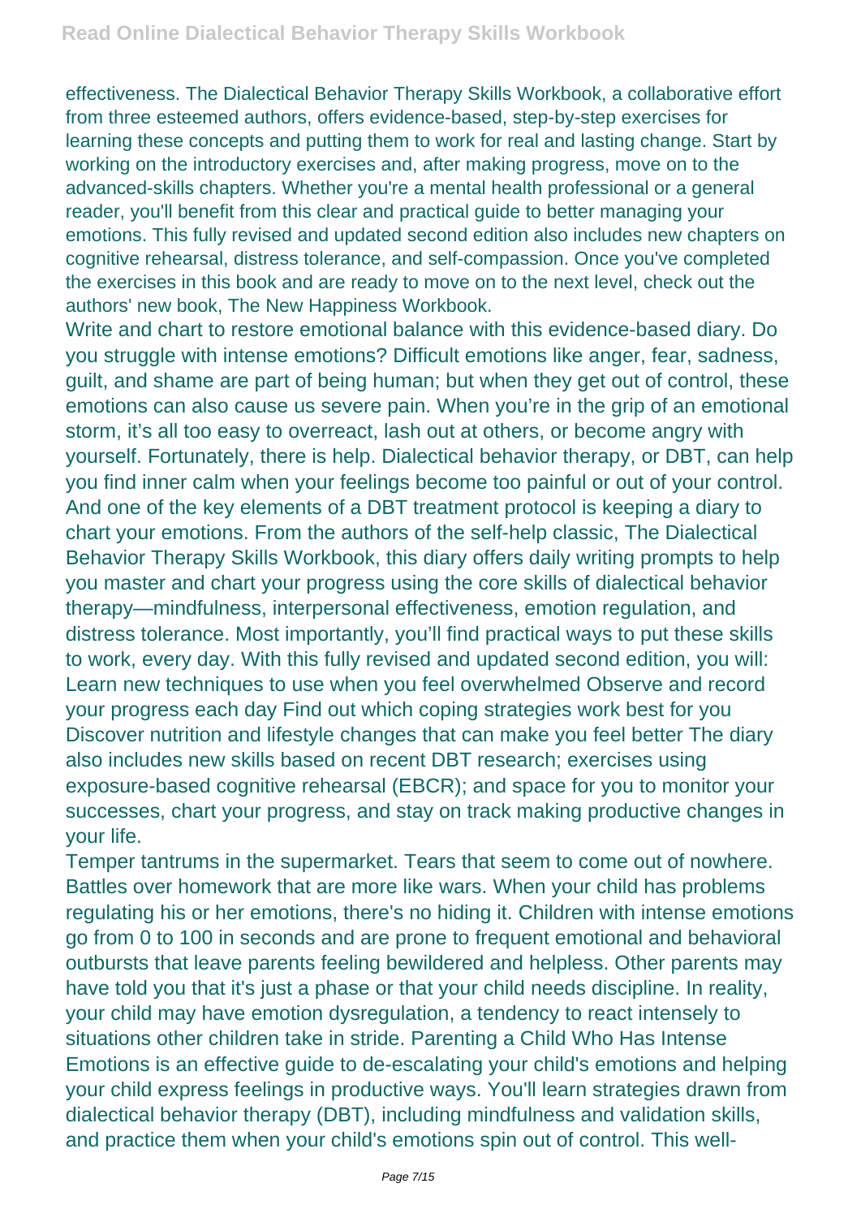effectiveness. The Dialectical Behavior Therapy Skills Workbook, a collaborative effort from three esteemed authors, offers evidence-based, step-by-step exercises for learning these concepts and putting them to work for real and lasting change. Start by working on the introductory exercises and, after making progress, move on to the advanced-skills chapters. Whether you're a mental health professional or a general reader, you'll benefit from this clear and practical guide to better managing your emotions. This fully revised and updated second edition also includes new chapters on cognitive rehearsal, distress tolerance, and self-compassion. Once you've completed the exercises in this book and are ready to move on to the next level, check out the authors' new book, The New Happiness Workbook.

Write and chart to restore emotional balance with this evidence-based diary. Do you struggle with intense emotions? Difficult emotions like anger, fear, sadness, guilt, and shame are part of being human; but when they get out of control, these emotions can also cause us severe pain. When you're in the grip of an emotional storm, it's all too easy to overreact, lash out at others, or become angry with yourself. Fortunately, there is help. Dialectical behavior therapy, or DBT, can help you find inner calm when your feelings become too painful or out of your control. And one of the key elements of a DBT treatment protocol is keeping a diary to chart your emotions. From the authors of the self-help classic, The Dialectical Behavior Therapy Skills Workbook, this diary offers daily writing prompts to help you master and chart your progress using the core skills of dialectical behavior therapy—mindfulness, interpersonal effectiveness, emotion regulation, and distress tolerance. Most importantly, you'll find practical ways to put these skills to work, every day. With this fully revised and updated second edition, you will: Learn new techniques to use when you feel overwhelmed Observe and record your progress each day Find out which coping strategies work best for you Discover nutrition and lifestyle changes that can make you feel better The diary also includes new skills based on recent DBT research; exercises using exposure-based cognitive rehearsal (EBCR); and space for you to monitor your successes, chart your progress, and stay on track making productive changes in your life.

Temper tantrums in the supermarket. Tears that seem to come out of nowhere. Battles over homework that are more like wars. When your child has problems regulating his or her emotions, there's no hiding it. Children with intense emotions go from 0 to 100 in seconds and are prone to frequent emotional and behavioral outbursts that leave parents feeling bewildered and helpless. Other parents may have told you that it's just a phase or that your child needs discipline. In reality, your child may have emotion dysregulation, a tendency to react intensely to situations other children take in stride. Parenting a Child Who Has Intense Emotions is an effective guide to de-escalating your child's emotions and helping your child express feelings in productive ways. You'll learn strategies drawn from dialectical behavior therapy (DBT), including mindfulness and validation skills, and practice them when your child's emotions spin out of control. This well-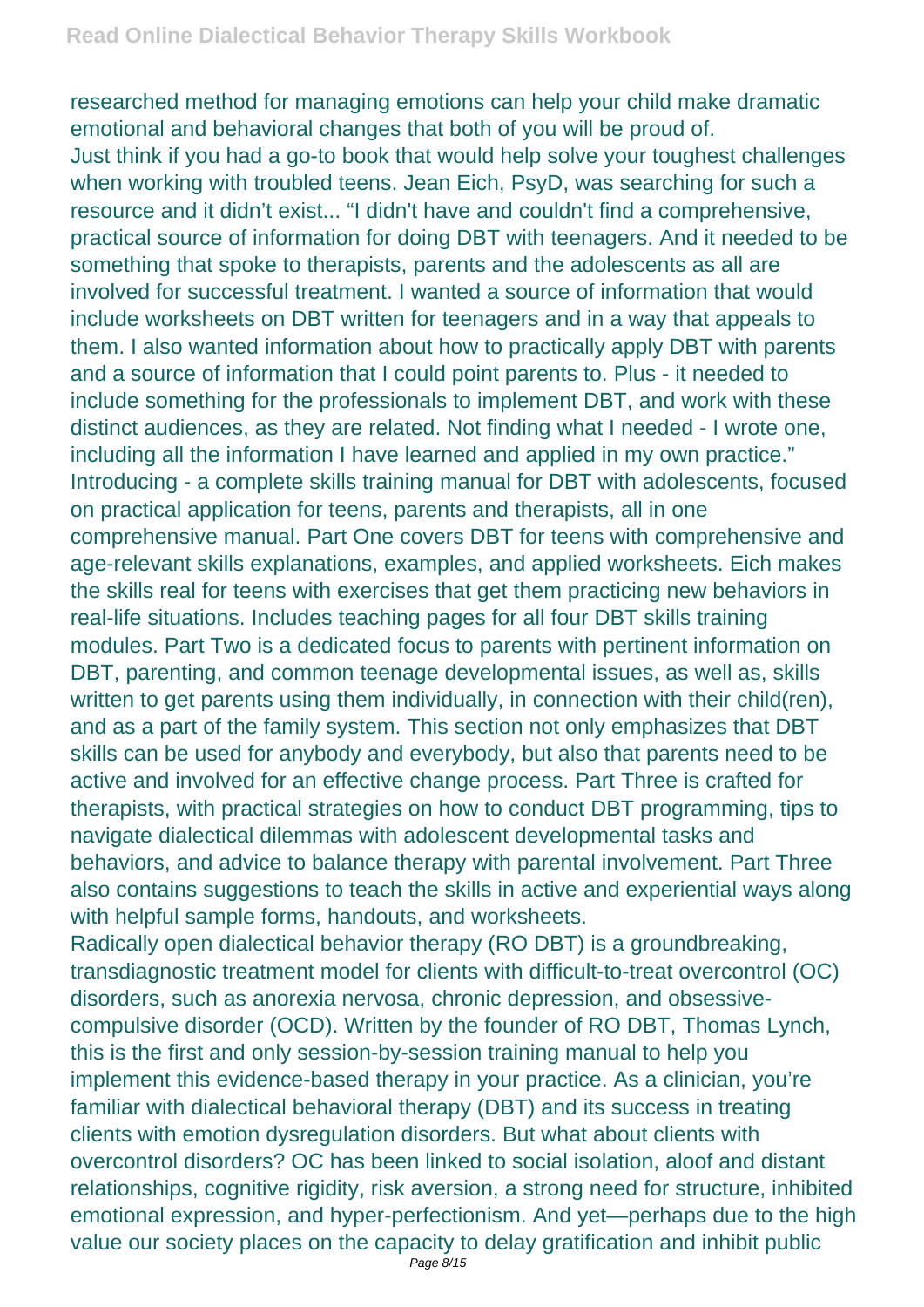researched method for managing emotions can help your child make dramatic emotional and behavioral changes that both of you will be proud of.

Just think if you had a go-to book that would help solve your toughest challenges when working with troubled teens. Jean Eich, PsyD, was searching for such a resource and it didn't exist... "I didn't have and couldn't find a comprehensive, practical source of information for doing DBT with teenagers. And it needed to be something that spoke to therapists, parents and the adolescents as all are involved for successful treatment. I wanted a source of information that would include worksheets on DBT written for teenagers and in a way that appeals to them. I also wanted information about how to practically apply DBT with parents and a source of information that I could point parents to. Plus - it needed to include something for the professionals to implement DBT, and work with these distinct audiences, as they are related. Not finding what I needed - I wrote one, including all the information I have learned and applied in my own practice." Introducing - a complete skills training manual for DBT with adolescents, focused on practical application for teens, parents and therapists, all in one comprehensive manual. Part One covers DBT for teens with comprehensive and age-relevant skills explanations, examples, and applied worksheets. Eich makes the skills real for teens with exercises that get them practicing new behaviors in real-life situations. Includes teaching pages for all four DBT skills training modules. Part Two is a dedicated focus to parents with pertinent information on DBT, parenting, and common teenage developmental issues, as well as, skills written to get parents using them individually, in connection with their child(ren), and as a part of the family system. This section not only emphasizes that DBT skills can be used for anybody and everybody, but also that parents need to be active and involved for an effective change process. Part Three is crafted for therapists, with practical strategies on how to conduct DBT programming, tips to navigate dialectical dilemmas with adolescent developmental tasks and behaviors, and advice to balance therapy with parental involvement. Part Three also contains suggestions to teach the skills in active and experiential ways along with helpful sample forms, handouts, and worksheets.

Radically open dialectical behavior therapy (RO DBT) is a groundbreaking, transdiagnostic treatment model for clients with difficult-to-treat overcontrol (OC) disorders, such as anorexia nervosa, chronic depression, and obsessive-compulsive disorder (OCD). Written by the founder of RO DBT, Thomas Lynch, this is the first and only session-by-session training manual to help you implement this evidence-based therapy in your practice. As a clinician, you're familiar with dialectical behavioral therapy (DBT) and its success in treating clients with emotion dysregulation disorders. But what about clients with overcontrol disorders? OC has been linked to social isolation, aloof and distant relationships, cognitive rigidity, risk aversion, a strong need for structure, inhibited emotional expression, and hyper-perfectionism. And yet—perhaps due to the high value our society places on the capacity to delay gratification and inhibit public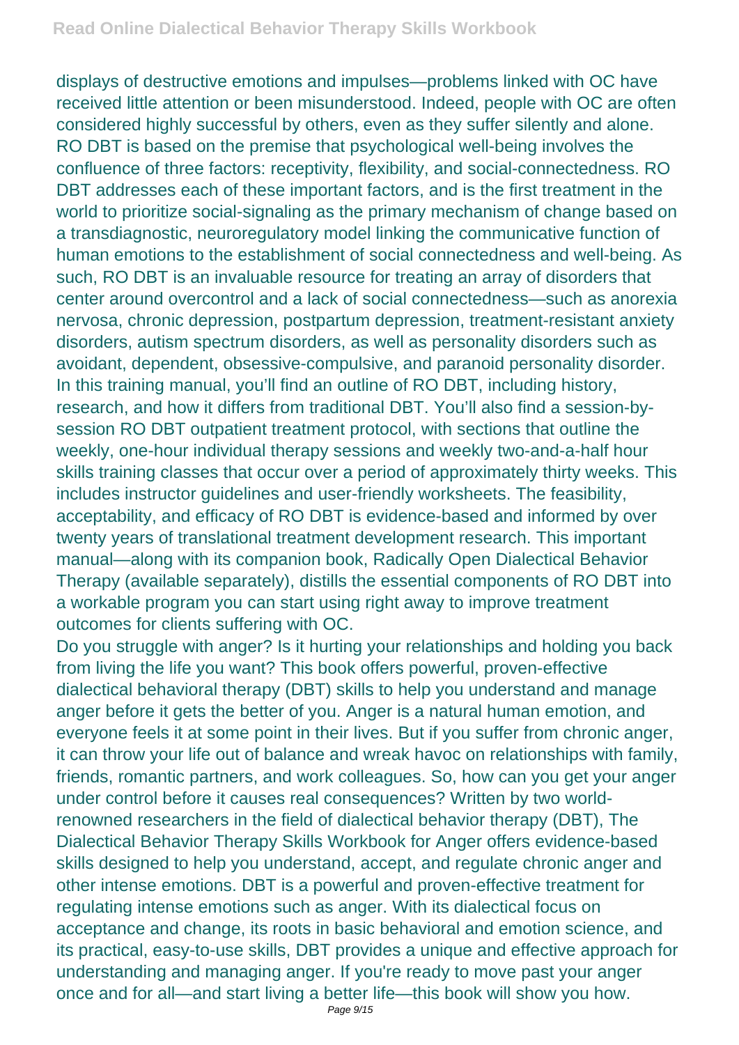displays of destructive emotions and impulses—problems linked with OC have received little attention or been misunderstood. Indeed, people with OC are often considered highly successful by others, even as they suffer silently and alone. RO DBT is based on the premise that psychological well-being involves the confluence of three factors: receptivity, flexibility, and social-connectedness. RO DBT addresses each of these important factors, and is the first treatment in the world to prioritize social-signaling as the primary mechanism of change based on a transdiagnostic, neuroregulatory model linking the communicative function of human emotions to the establishment of social connectedness and well-being. As such, RO DBT is an invaluable resource for treating an array of disorders that center around overcontrol and a lack of social connectedness—such as anorexia nervosa, chronic depression, postpartum depression, treatment-resistant anxiety disorders, autism spectrum disorders, as well as personality disorders such as avoidant, dependent, obsessive-compulsive, and paranoid personality disorder. In this training manual, you'll find an outline of RO DBT, including history, research, and how it differs from traditional DBT. You'll also find a session-by-session RO DBT outpatient treatment protocol, with sections that outline the weekly, one-hour individual therapy sessions and weekly two-and-a-half hour skills training classes that occur over a period of approximately thirty weeks. This includes instructor guidelines and user-friendly worksheets. The feasibility, acceptability, and efficacy of RO DBT is evidence-based and informed by over twenty years of translational treatment development research. This important manual—along with its companion book, Radically Open Dialectical Behavior Therapy (available separately), distills the essential components of RO DBT into a workable program you can start using right away to improve treatment outcomes for clients suffering with OC.

Do you struggle with anger? Is it hurting your relationships and holding you back from living the life you want? This book offers powerful, proven-effective dialectical behavioral therapy (DBT) skills to help you understand and manage anger before it gets the better of you. Anger is a natural human emotion, and everyone feels it at some point in their lives. But if you suffer from chronic anger, it can throw your life out of balance and wreak havoc on relationships with family, friends, romantic partners, and work colleagues. So, how can you get your anger under control before it causes real consequences? Written by two world-renowned researchers in the field of dialectical behavior therapy (DBT), The Dialectical Behavior Therapy Skills Workbook for Anger offers evidence-based skills designed to help you understand, accept, and regulate chronic anger and other intense emotions. DBT is a powerful and proven-effective treatment for regulating intense emotions such as anger. With its dialectical focus on acceptance and change, its roots in basic behavioral and emotion science, and its practical, easy-to-use skills, DBT provides a unique and effective approach for understanding and managing anger. If you're ready to move past your anger once and for all—and start living a better life—this book will show you how.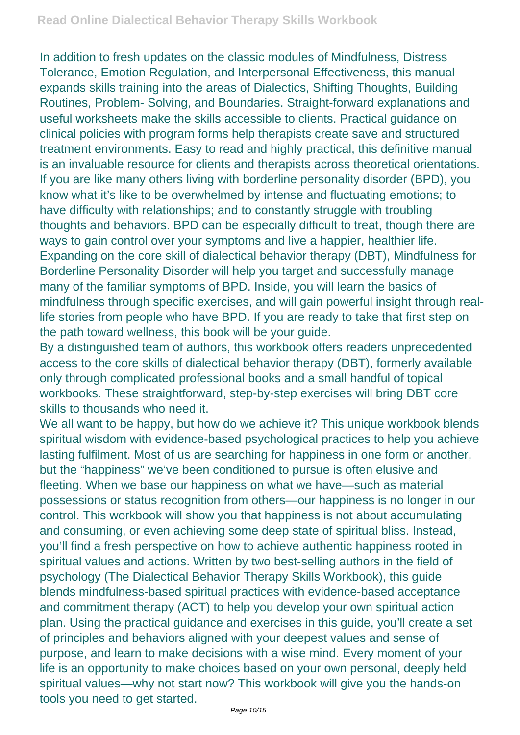In addition to fresh updates on the classic modules of Mindfulness, Distress Tolerance, Emotion Regulation, and Interpersonal Effectiveness, this manual expands skills training into the areas of Dialectics, Shifting Thoughts, Building Routines, Problem- Solving, and Boundaries. Straight-forward explanations and useful worksheets make the skills accessible to clients. Practical guidance on clinical policies with program forms help therapists create save and structured treatment environments. Easy to read and highly practical, this definitive manual is an invaluable resource for clients and therapists across theoretical orientations. If you are like many others living with borderline personality disorder (BPD), you know what it's like to be overwhelmed by intense and fluctuating emotions; to have difficulty with relationships; and to constantly struggle with troubling thoughts and behaviors. BPD can be especially difficult to treat, though there are ways to gain control over your symptoms and live a happier, healthier life. Expanding on the core skill of dialectical behavior therapy (DBT), Mindfulness for Borderline Personality Disorder will help you target and successfully manage many of the familiar symptoms of BPD. Inside, you will learn the basics of mindfulness through specific exercises, and will gain powerful insight through real-life stories from people who have BPD. If you are ready to take that first step on the path toward wellness, this book will be your guide.

By a distinguished team of authors, this workbook offers readers unprecedented access to the core skills of dialectical behavior therapy (DBT), formerly available only through complicated professional books and a small handful of topical workbooks. These straightforward, step-by-step exercises will bring DBT core skills to thousands who need it.

We all want to be happy, but how do we achieve it? This unique workbook blends spiritual wisdom with evidence-based psychological practices to help you achieve lasting fulfilment. Most of us are searching for happiness in one form or another, but the "happiness" we've been conditioned to pursue is often elusive and fleeting. When we base our happiness on what we have—such as material possessions or status recognition from others—our happiness is no longer in our control. This workbook will show you that happiness is not about accumulating and consuming, or even achieving some deep state of spiritual bliss. Instead, you'll find a fresh perspective on how to achieve authentic happiness rooted in spiritual values and actions. Written by two best-selling authors in the field of psychology (The Dialectical Behavior Therapy Skills Workbook), this guide blends mindfulness-based spiritual practices with evidence-based acceptance and commitment therapy (ACT) to help you develop your own spiritual action plan. Using the practical guidance and exercises in this guide, you'll create a set of principles and behaviors aligned with your deepest values and sense of purpose, and learn to make decisions with a wise mind. Every moment of your life is an opportunity to make choices based on your own personal, deeply held spiritual values—why not start now? This workbook will give you the hands-on tools you need to get started.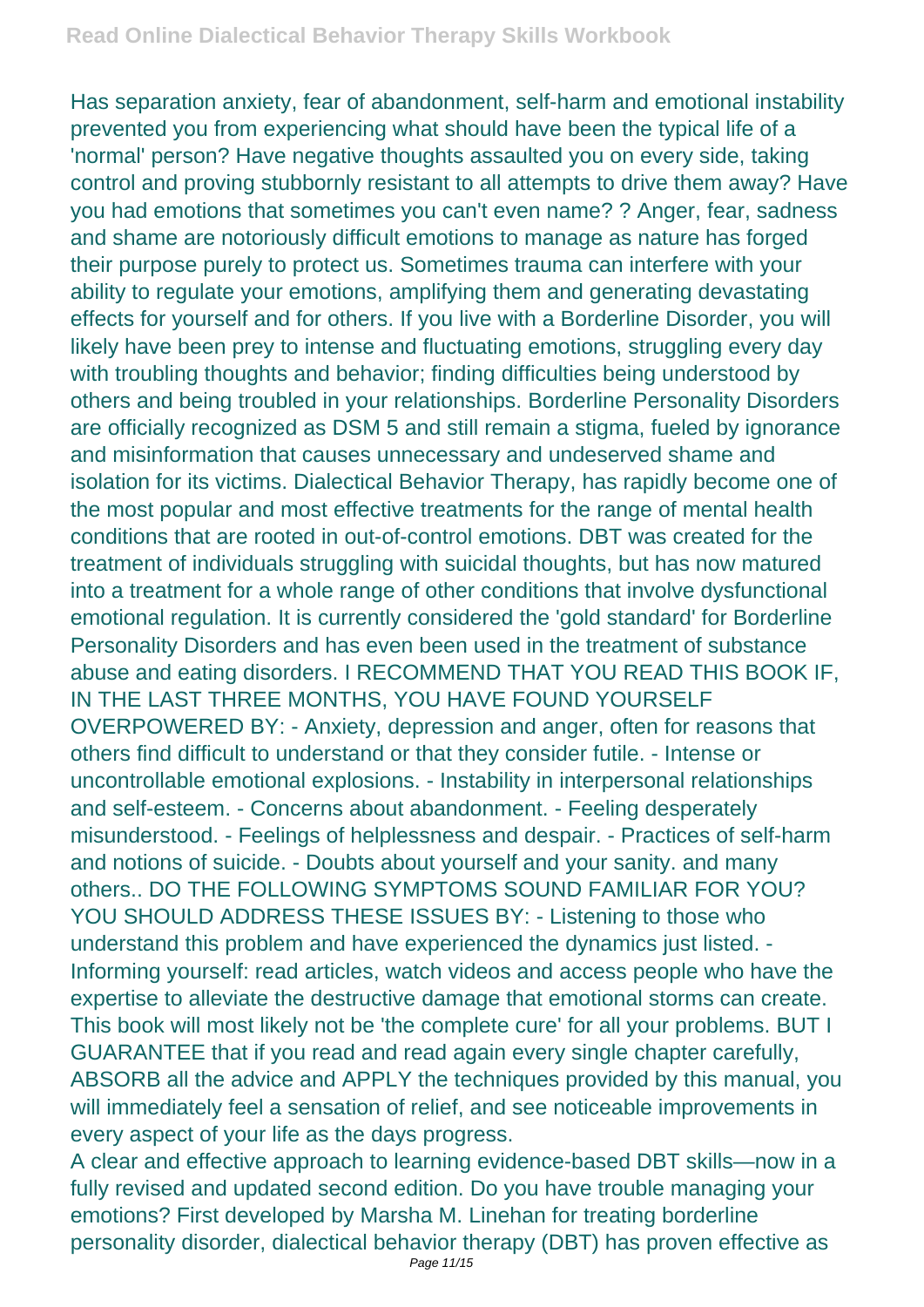Has separation anxiety, fear of abandonment, self-harm and emotional instability prevented you from experiencing what should have been the typical life of a 'normal' person? Have negative thoughts assaulted you on every side, taking control and proving stubbornly resistant to all attempts to drive them away? Have you had emotions that sometimes you can't even name? ? Anger, fear, sadness and shame are notoriously difficult emotions to manage as nature has forged their purpose purely to protect us. Sometimes trauma can interfere with your ability to regulate your emotions, amplifying them and generating devastating effects for yourself and for others. If you live with a Borderline Disorder, you will likely have been prey to intense and fluctuating emotions, struggling every day with troubling thoughts and behavior; finding difficulties being understood by others and being troubled in your relationships. Borderline Personality Disorders are officially recognized as DSM 5 and still remain a stigma, fueled by ignorance and misinformation that causes unnecessary and undeserved shame and isolation for its victims. Dialectical Behavior Therapy, has rapidly become one of the most popular and most effective treatments for the range of mental health conditions that are rooted in out-of-control emotions. DBT was created for the treatment of individuals struggling with suicidal thoughts, but has now matured into a treatment for a whole range of other conditions that involve dysfunctional emotional regulation. It is currently considered the 'gold standard' for Borderline Personality Disorders and has even been used in the treatment of substance abuse and eating disorders. I RECOMMEND THAT YOU READ THIS BOOK IF, IN THE LAST THREE MONTHS, YOU HAVE FOUND YOURSELF OVERPOWERED BY: - Anxiety, depression and anger, often for reasons that others find difficult to understand or that they consider futile. - Intense or uncontrollable emotional explosions. - Instability in interpersonal relationships and self-esteem. - Concerns about abandonment. - Feeling desperately misunderstood. - Feelings of helplessness and despair. - Practices of self-harm and notions of suicide. - Doubts about yourself and your sanity. and many others.. DO THE FOLLOWING SYMPTOMS SOUND FAMILIAR FOR YOU? YOU SHOULD ADDRESS THESE ISSUES BY: - Listening to those who understand this problem and have experienced the dynamics just listed. - Informing yourself: read articles, watch videos and access people who have the expertise to alleviate the destructive damage that emotional storms can create. This book will most likely not be 'the complete cure' for all your problems. BUT I GUARANTEE that if you read and read again every single chapter carefully, ABSORB all the advice and APPLY the techniques provided by this manual, you will immediately feel a sensation of relief, and see noticeable improvements in every aspect of your life as the days progress.

A clear and effective approach to learning evidence-based DBT skills—now in a fully revised and updated second edition. Do you have trouble managing your emotions? First developed by Marsha M. Linehan for treating borderline personality disorder, dialectical behavior therapy (DBT) has proven effective as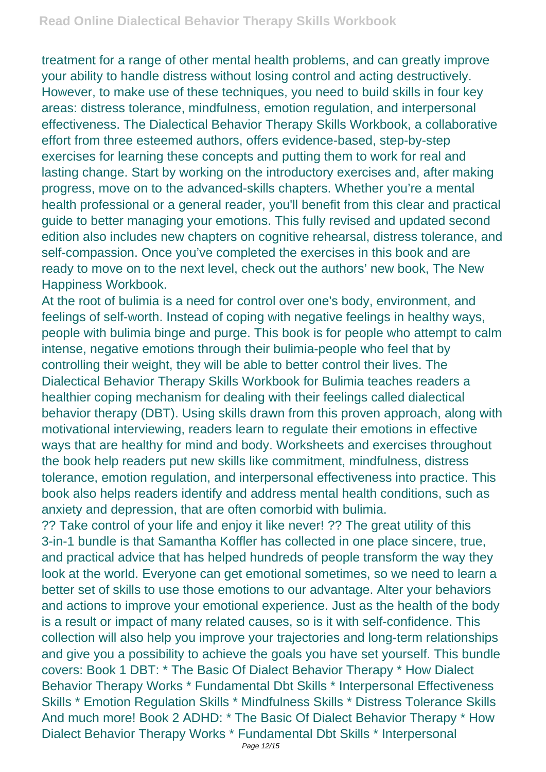treatment for a range of other mental health problems, and can greatly improve your ability to handle distress without losing control and acting destructively. However, to make use of these techniques, you need to build skills in four key areas: distress tolerance, mindfulness, emotion regulation, and interpersonal effectiveness. The Dialectical Behavior Therapy Skills Workbook, a collaborative effort from three esteemed authors, offers evidence-based, step-by-step exercises for learning these concepts and putting them to work for real and lasting change. Start by working on the introductory exercises and, after making progress, move on to the advanced-skills chapters. Whether you're a mental health professional or a general reader, you'll benefit from this clear and practical guide to better managing your emotions. This fully revised and updated second edition also includes new chapters on cognitive rehearsal, distress tolerance, and self-compassion. Once you've completed the exercises in this book and are ready to move on to the next level, check out the authors' new book, The New Happiness Workbook.

At the root of bulimia is a need for control over one's body, environment, and feelings of self-worth. Instead of coping with negative feelings in healthy ways, people with bulimia binge and purge. This book is for people who attempt to calm intense, negative emotions through their bulimia-people who feel that by controlling their weight, they will be able to better control their lives. The Dialectical Behavior Therapy Skills Workbook for Bulimia teaches readers a healthier coping mechanism for dealing with their feelings called dialectical behavior therapy (DBT). Using skills drawn from this proven approach, along with motivational interviewing, readers learn to regulate their emotions in effective ways that are healthy for mind and body. Worksheets and exercises throughout the book help readers put new skills like commitment, mindfulness, distress tolerance, emotion regulation, and interpersonal effectiveness into practice. This book also helps readers identify and address mental health conditions, such as anxiety and depression, that are often comorbid with bulimia.

?? Take control of your life and enjoy it like never! ?? The great utility of this 3-in-1 bundle is that Samantha Koffler has collected in one place sincere, true, and practical advice that has helped hundreds of people transform the way they look at the world. Everyone can get emotional sometimes, so we need to learn a better set of skills to use those emotions to our advantage. Alter your behaviors and actions to improve your emotional experience. Just as the health of the body is a result or impact of many related causes, so is it with self-confidence. This collection will also help you improve your trajectories and long-term relationships and give you a possibility to achieve the goals you have set yourself. This bundle covers: Book 1 DBT: * The Basic Of Dialect Behavior Therapy * How Dialect Behavior Therapy Works * Fundamental Dbt Skills * Interpersonal Effectiveness Skills * Emotion Regulation Skills * Mindfulness Skills * Distress Tolerance Skills And much more! Book 2 ADHD: * The Basic Of Dialect Behavior Therapy * How Dialect Behavior Therapy Works * Fundamental Dbt Skills * Interpersonal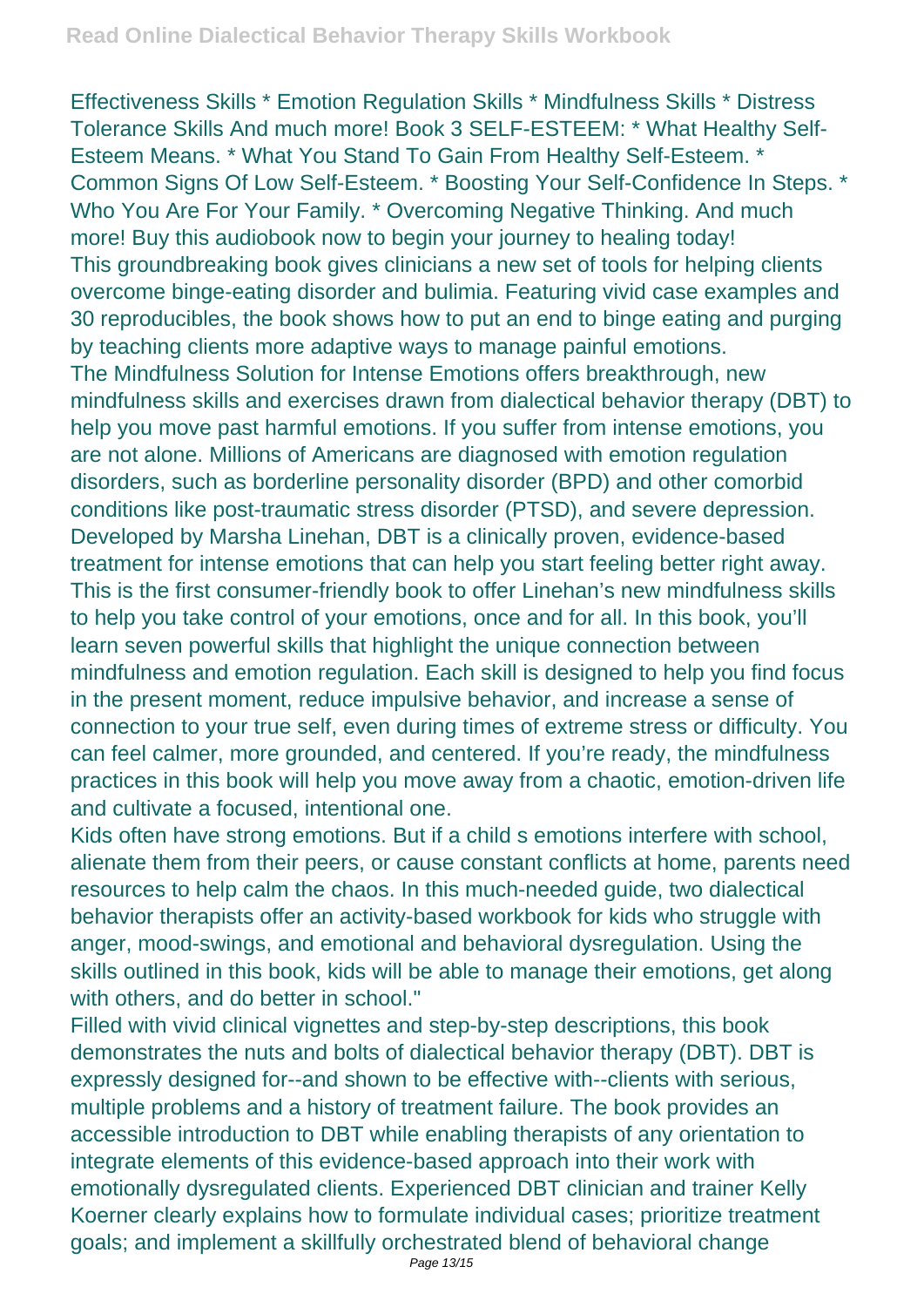Effectiveness Skills * Emotion Regulation Skills * Mindfulness Skills * Distress Tolerance Skills And much more! Book 3 SELF-ESTEEM: * What Healthy Self-Esteem Means. * What You Stand To Gain From Healthy Self-Esteem. * Common Signs Of Low Self-Esteem. * Boosting Your Self-Confidence In Steps. * Who You Are For Your Family. * Overcoming Negative Thinking. And much more! Buy this audiobook now to begin your journey to healing today!

This groundbreaking book gives clinicians a new set of tools for helping clients overcome binge-eating disorder and bulimia. Featuring vivid case examples and 30 reproducibles, the book shows how to put an end to binge eating and purging by teaching clients more adaptive ways to manage painful emotions.

The Mindfulness Solution for Intense Emotions offers breakthrough, new mindfulness skills and exercises drawn from dialectical behavior therapy (DBT) to help you move past harmful emotions. If you suffer from intense emotions, you are not alone. Millions of Americans are diagnosed with emotion regulation disorders, such as borderline personality disorder (BPD) and other comorbid conditions like post-traumatic stress disorder (PTSD), and severe depression. Developed by Marsha Linehan, DBT is a clinically proven, evidence-based treatment for intense emotions that can help you start feeling better right away. This is the first consumer-friendly book to offer Linehan's new mindfulness skills to help you take control of your emotions, once and for all. In this book, you'll learn seven powerful skills that highlight the unique connection between mindfulness and emotion regulation. Each skill is designed to help you find focus in the present moment, reduce impulsive behavior, and increase a sense of connection to your true self, even during times of extreme stress or difficulty. You can feel calmer, more grounded, and centered. If you're ready, the mindfulness practices in this book will help you move away from a chaotic, emotion-driven life and cultivate a focused, intentional one.

Kids often have strong emotions. But if a child s emotions interfere with school, alienate them from their peers, or cause constant conflicts at home, parents need resources to help calm the chaos. In this much-needed guide, two dialectical behavior therapists offer an activity-based workbook for kids who struggle with anger, mood-swings, and emotional and behavioral dysregulation. Using the skills outlined in this book, kids will be able to manage their emotions, get along with others, and do better in school."

Filled with vivid clinical vignettes and step-by-step descriptions, this book demonstrates the nuts and bolts of dialectical behavior therapy (DBT). DBT is expressly designed for--and shown to be effective with--clients with serious, multiple problems and a history of treatment failure. The book provides an accessible introduction to DBT while enabling therapists of any orientation to integrate elements of this evidence-based approach into their work with emotionally dysregulated clients. Experienced DBT clinician and trainer Kelly Koerner clearly explains how to formulate individual cases; prioritize treatment goals; and implement a skillfully orchestrated blend of behavioral change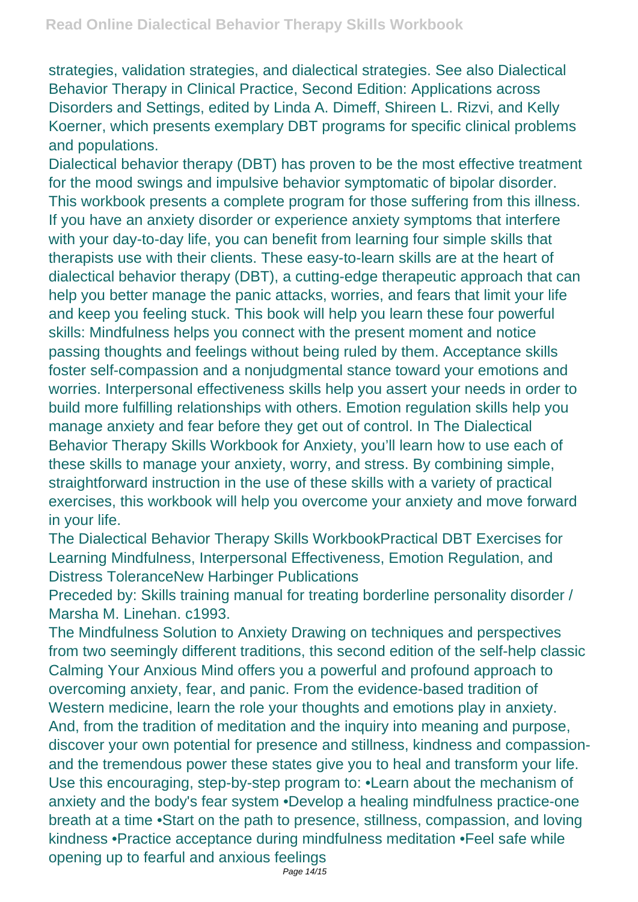strategies, validation strategies, and dialectical strategies. See also Dialectical Behavior Therapy in Clinical Practice, Second Edition: Applications across Disorders and Settings, edited by Linda A. Dimeff, Shireen L. Rizvi, and Kelly Koerner, which presents exemplary DBT programs for specific clinical problems and populations.

Dialectical behavior therapy (DBT) has proven to be the most effective treatment for the mood swings and impulsive behavior symptomatic of bipolar disorder. This workbook presents a complete program for those suffering from this illness. If you have an anxiety disorder or experience anxiety symptoms that interfere with your day-to-day life, you can benefit from learning four simple skills that therapists use with their clients. These easy-to-learn skills are at the heart of dialectical behavior therapy (DBT), a cutting-edge therapeutic approach that can help you better manage the panic attacks, worries, and fears that limit your life and keep you feeling stuck. This book will help you learn these four powerful skills: Mindfulness helps you connect with the present moment and notice passing thoughts and feelings without being ruled by them. Acceptance skills foster self-compassion and a nonjudgmental stance toward your emotions and worries. Interpersonal effectiveness skills help you assert your needs in order to build more fulfilling relationships with others. Emotion regulation skills help you manage anxiety and fear before they get out of control. In The Dialectical Behavior Therapy Skills Workbook for Anxiety, you'll learn how to use each of these skills to manage your anxiety, worry, and stress. By combining simple, straightforward instruction in the use of these skills with a variety of practical exercises, this workbook will help you overcome your anxiety and move forward in your life.

The Dialectical Behavior Therapy Skills WorkbookPractical DBT Exercises for Learning Mindfulness, Interpersonal Effectiveness, Emotion Regulation, and Distress ToleranceNew Harbinger Publications

Preceded by: Skills training manual for treating borderline personality disorder / Marsha M. Linehan. c1993.

The Mindfulness Solution to Anxiety Drawing on techniques and perspectives from two seemingly different traditions, this second edition of the self-help classic Calming Your Anxious Mind offers you a powerful and profound approach to overcoming anxiety, fear, and panic. From the evidence-based tradition of Western medicine, learn the role your thoughts and emotions play in anxiety. And, from the tradition of meditation and the inquiry into meaning and purpose, discover your own potential for presence and stillness, kindness and compassion-and the tremendous power these states give you to heal and transform your life. Use this encouraging, step-by-step program to: •Learn about the mechanism of anxiety and the body's fear system •Develop a healing mindfulness practice-one breath at a time •Start on the path to presence, stillness, compassion, and loving kindness •Practice acceptance during mindfulness meditation •Feel safe while opening up to fearful and anxious feelings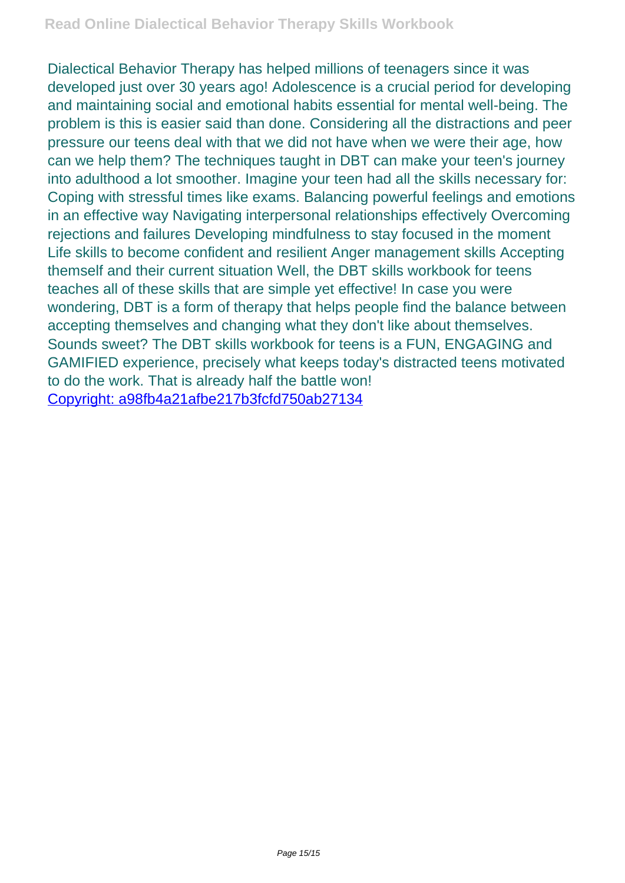Dialectical Behavior Therapy has helped millions of teenagers since it was developed just over 30 years ago! Adolescence is a crucial period for developing and maintaining social and emotional habits essential for mental well-being. The problem is this is easier said than done. Considering all the distractions and peer pressure our teens deal with that we did not have when we were their age, how can we help them? The techniques taught in DBT can make your teen's journey into adulthood a lot smoother. Imagine your teen had all the skills necessary for: Coping with stressful times like exams. Balancing powerful feelings and emotions in an effective way Navigating interpersonal relationships effectively Overcoming rejections and failures Developing mindfulness to stay focused in the moment Life skills to become confident and resilient Anger management skills Accepting themself and their current situation Well, the DBT skills workbook for teens teaches all of these skills that are simple yet effective! In case you were wondering, DBT is a form of therapy that helps people find the balance between accepting themselves and changing what they don't like about themselves. Sounds sweet? The DBT skills workbook for teens is a FUN, ENGAGING and GAMIFIED experience, precisely what keeps today's distracted teens motivated to do the work. That is already half the battle won!

Copyright: a98fb4a21afbe217b3fcfd750ab27134